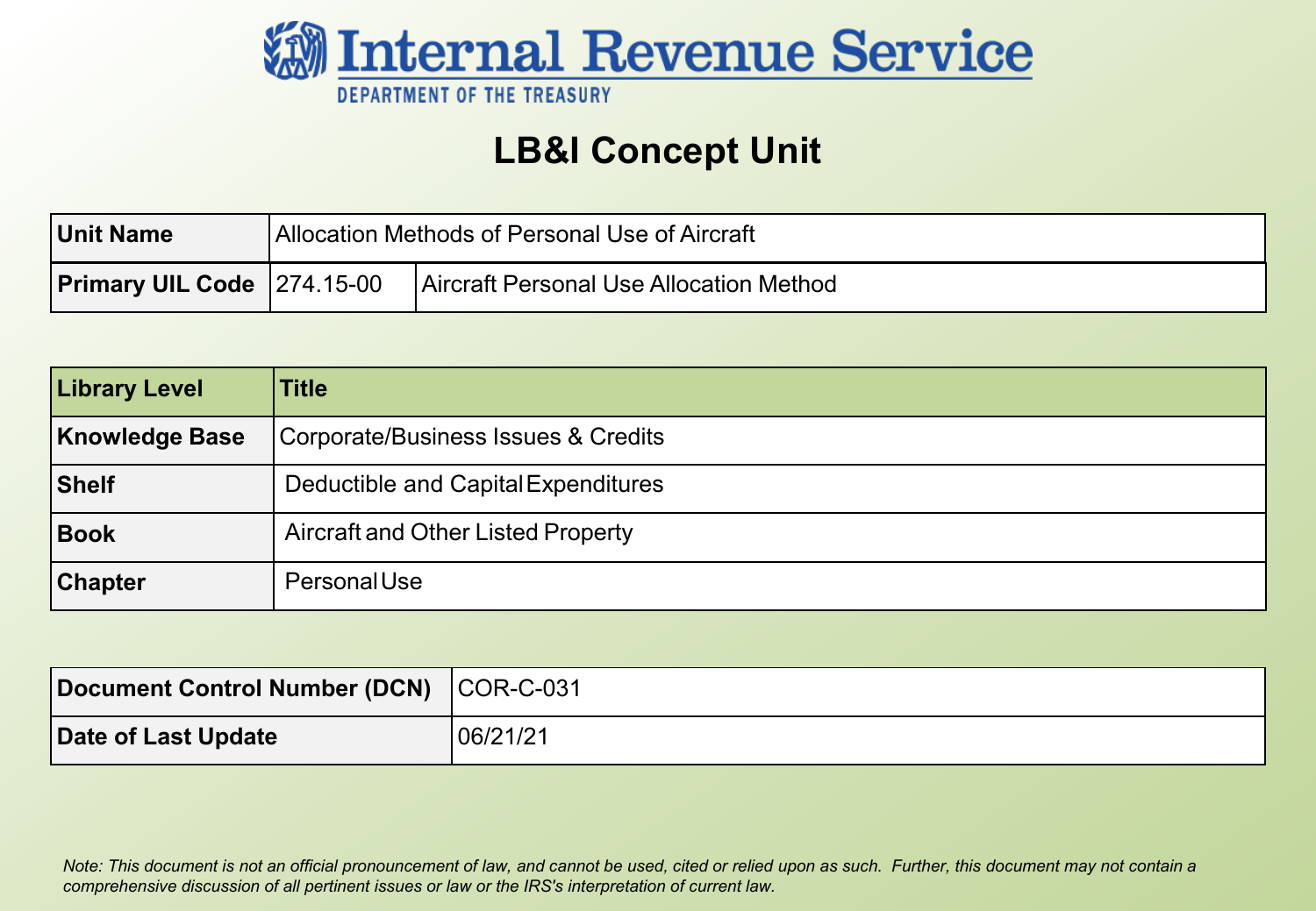# Internal Revenue Service

DEPARTMENT OF THE TREASURY

## LB&I Concept Unit

| Unit Name | Allocation Methods of Personal Use of Aircraft | |
|---|---|---|
| Primary UIL Code | 274.15-00 | Aircraft Personal Use Allocation Method |

| Library Level | Title |
|---|---|
| Knowledge Base | Corporate/Business Issues & Credits |
| Shelf | Deductible and Capital Expenditures |
| Book | Aircraft and Other Listed Property |
| Chapter | Personal Use |

| Document Control Number (DCN) | COR-C-031 |
|---|---|
| Date of Last Update | 06/21/21 |

*Note: This document is not an official pronouncement of law, and cannot be used, cited or relied upon as such. Further, this document may not contain a comprehensive discussion of all pertinent issues or law or the IRS's interpretation of current law.*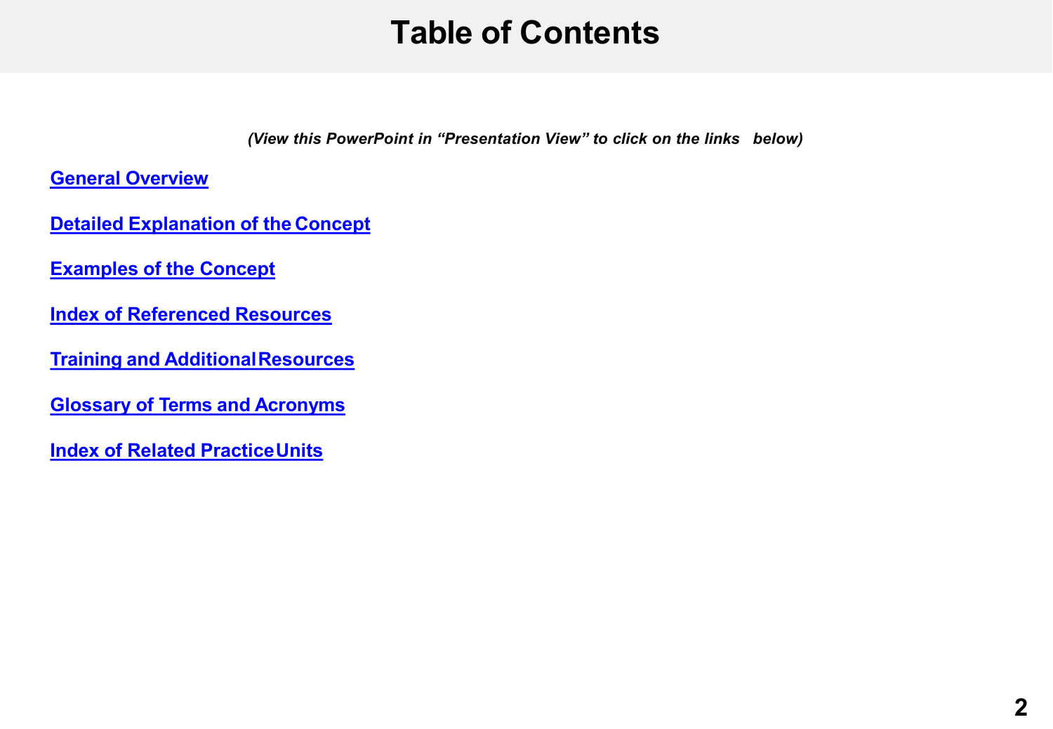# Table of Contents

*(View this PowerPoint in "Presentation View" to click on the links below)*

**General Overview**

**Detailed Explanation of the Concept**

**Examples of the Concept**

**Index of Referenced Resources**

**Training and Additional Resources**

**Glossary of Terms and Acronyms**

**Index of Related Practice Units**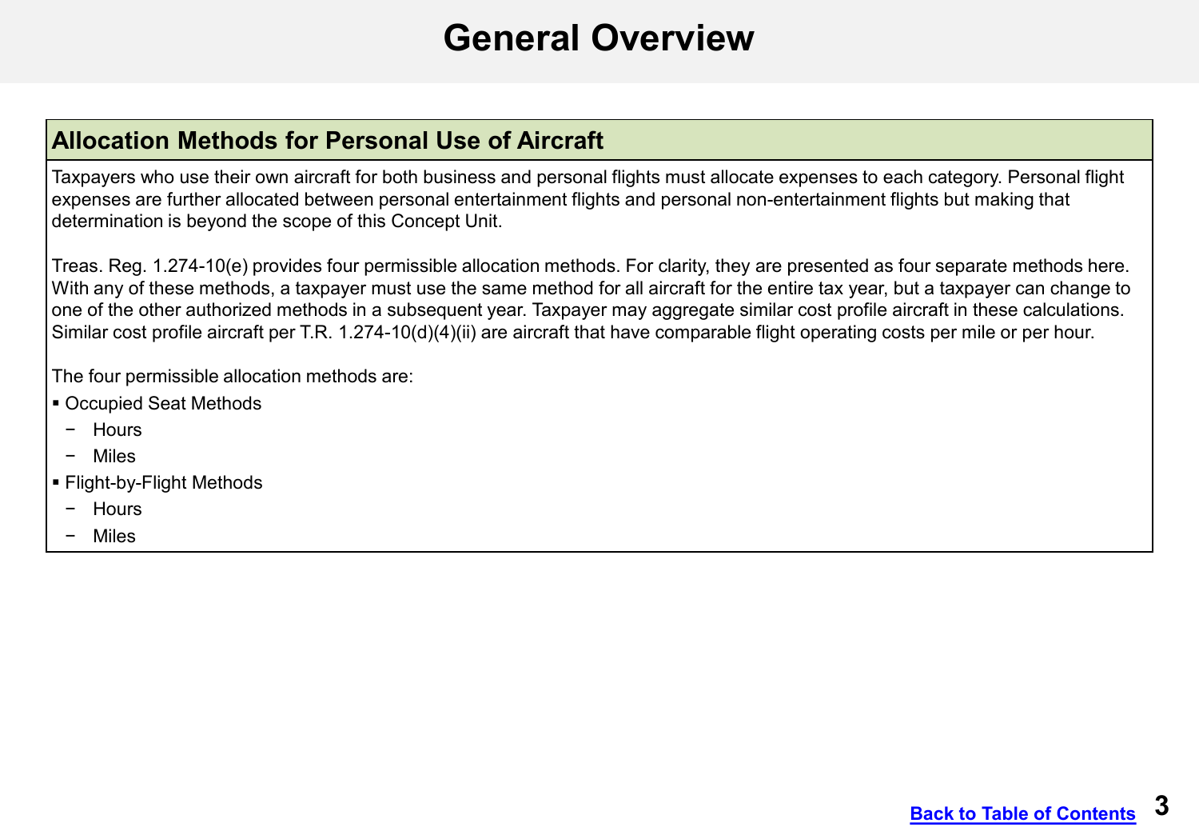# General Overview

## Allocation Methods for Personal Use of Aircraft

Taxpayers who use their own aircraft for both business and personal flights must allocate expenses to each category. Personal flight expenses are further allocated between personal entertainment flights and personal non-entertainment flights but making that determination is beyond the scope of this Concept Unit.

Treas. Reg. 1.274-10(e) provides four permissible allocation methods. For clarity, they are presented as four separate methods here. With any of these methods, a taxpayer must use the same method for all aircraft for the entire tax year, but a taxpayer can change to one of the other authorized methods in a subsequent year. Taxpayer may aggregate similar cost profile aircraft in these calculations. Similar cost profile aircraft per T.R. 1.274-10(d)(4)(ii) are aircraft that have comparable flight operating costs per mile or per hour.

The four permissible allocation methods are:

- Occupied Seat Methods
  - Hours
  - Miles
- Flight-by-Flight Methods
  - Hours
  - Miles

Back to Table of Contents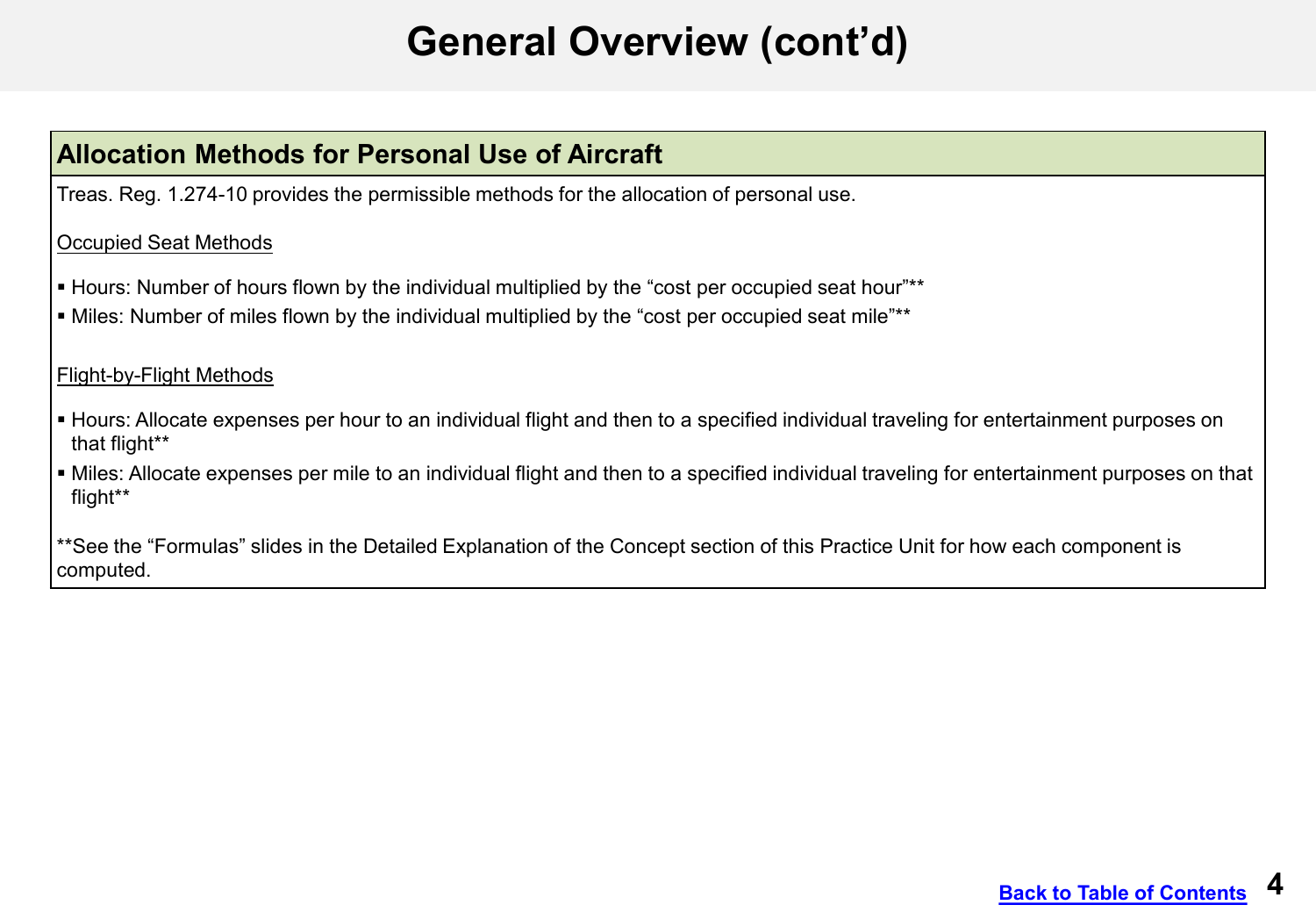# General Overview (cont'd)

## Allocation Methods for Personal Use of Aircraft

Treas. Reg. 1.274-10 provides the permissible methods for the allocation of personal use.

<u>Occupied Seat Methods</u>

- Hours: Number of hours flown by the individual multiplied by the "cost per occupied seat hour"**
- Miles: Number of miles flown by the individual multiplied by the "cost per occupied seat mile"**

<u>Flight-by-Flight Methods</u>

- Hours: Allocate expenses per hour to an individual flight and then to a specified individual traveling for entertainment purposes on that flight**
- Miles: Allocate expenses per mile to an individual flight and then to a specified individual traveling for entertainment purposes on that flight**

**See the "Formulas" slides in the Detailed Explanation of the Concept section of this Practice Unit for how each component is computed.

Back to Table of Contents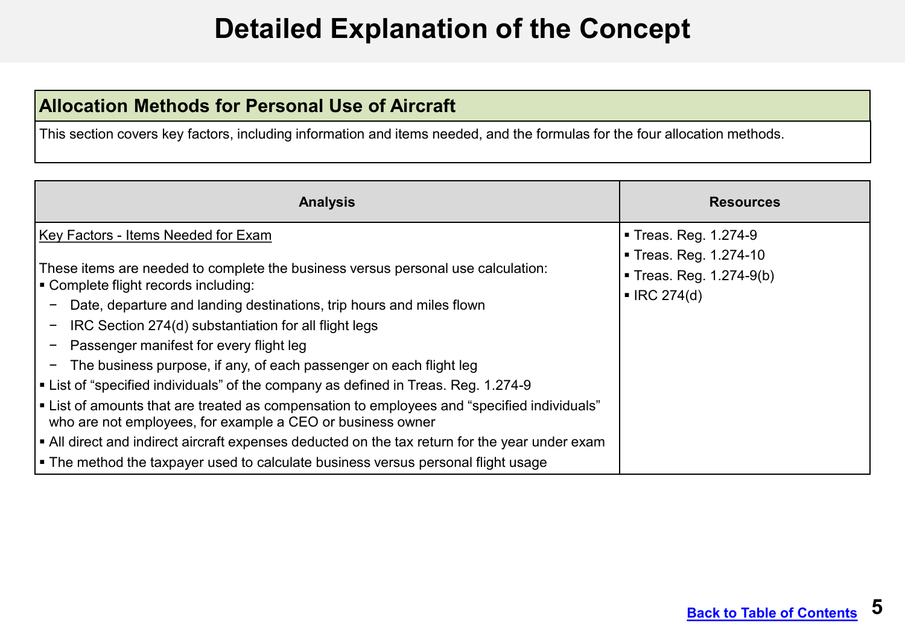# Detailed Explanation of the Concept

## Allocation Methods for Personal Use of Aircraft

This section covers key factors, including information and items needed, and the formulas for the four allocation methods.

| Analysis | Resources |
|---|---|
| <u>Key Factors - Items Needed for Exam</u><br><br>These items are needed to complete the business versus personal use calculation:<br>▪ Complete flight records including:<br>− Date, departure and landing destinations, trip hours and miles flown<br>− IRC Section 274(d) substantiation for all flight legs<br>− Passenger manifest for every flight leg<br>− The business purpose, if any, of each passenger on each flight leg<br>▪ List of "specified individuals" of the company as defined in Treas. Reg. 1.274-9<br>▪ List of amounts that are treated as compensation to employees and "specified individuals" who are not employees, for example a CEO or business owner<br>▪ All direct and indirect aircraft expenses deducted on the tax return for the year under exam<br>▪ The method the taxpayer used to calculate business versus personal flight usage | ▪ Treas. Reg. 1.274-9<br>▪ Treas. Reg. 1.274-10<br>▪ Treas. Reg. 1.274-9(b)<br>▪ IRC 274(d) |

Back to Table of Contents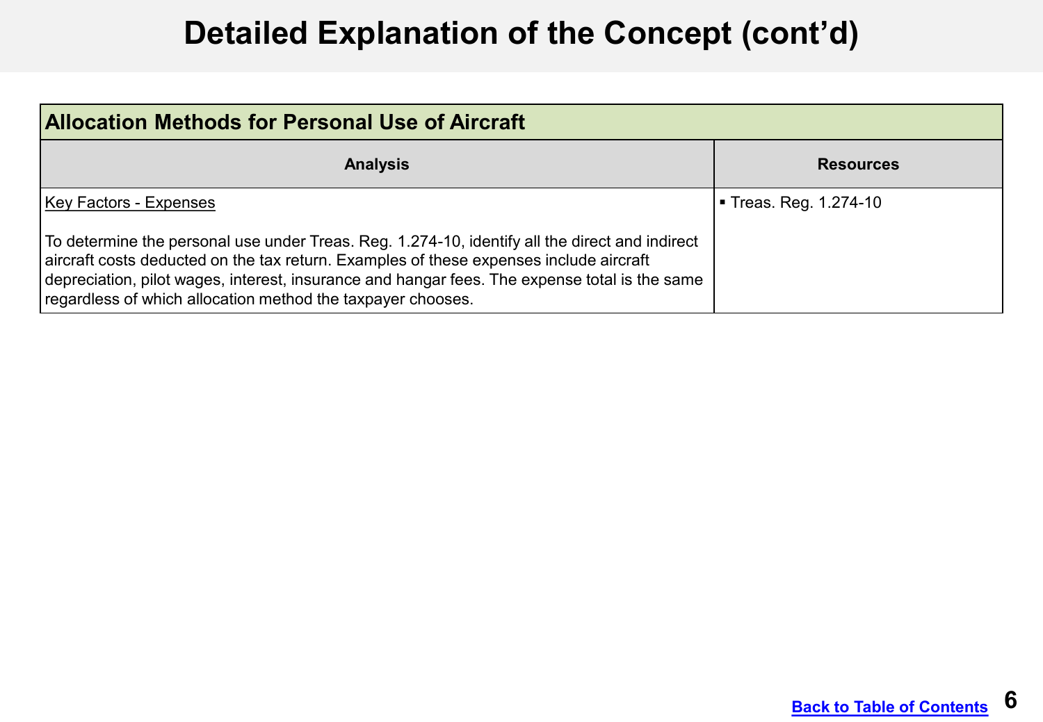# Detailed Explanation of the Concept (cont'd)

| Allocation Methods for Personal Use of Aircraft | |
|---|---|
| **Analysis** | **Resources** |
| Key Factors - Expenses<br><br>To determine the personal use under Treas. Reg. 1.274-10, identify all the direct and indirect aircraft costs deducted on the tax return. Examples of these expenses include aircraft depreciation, pilot wages, interest, insurance and hangar fees. The expense total is the same regardless of which allocation method the taxpayer chooses. | ▪ Treas. Reg. 1.274-10 |

[Back to Table of Contents]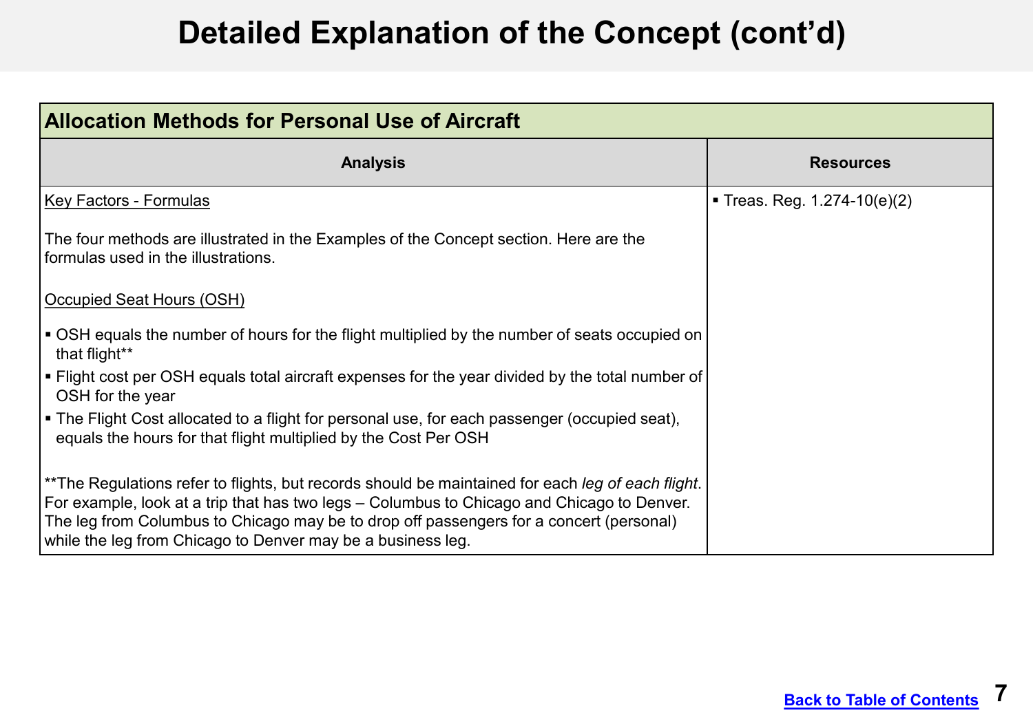# Detailed Explanation of the Concept (cont'd)

| Allocation Methods for Personal Use of Aircraft | |
|---|---|
| **Analysis** | **Resources** |
| Key Factors - Formulas<br><br>The four methods are illustrated in the Examples of the Concept section. Here are the formulas used in the illustrations.<br><br>Occupied Seat Hours (OSH)<br><br>▪ OSH equals the number of hours for the flight multiplied by the number of seats occupied on that flight**<br>▪ Flight cost per OSH equals total aircraft expenses for the year divided by the total number of OSH for the year<br>▪ The Flight Cost allocated to a flight for personal use, for each passenger (occupied seat), equals the hours for that flight multiplied by the Cost Per OSH<br><br>**The Regulations refer to flights, but records should be maintained for each *leg of each flight*. For example, look at a trip that has two legs – Columbus to Chicago and Chicago to Denver. The leg from Columbus to Chicago may be to drop off passengers for a concert (personal) while the leg from Chicago to Denver may be a business leg. | ▪ Treas. Reg. 1.274-10(e)(2) |

Back to Table of Contents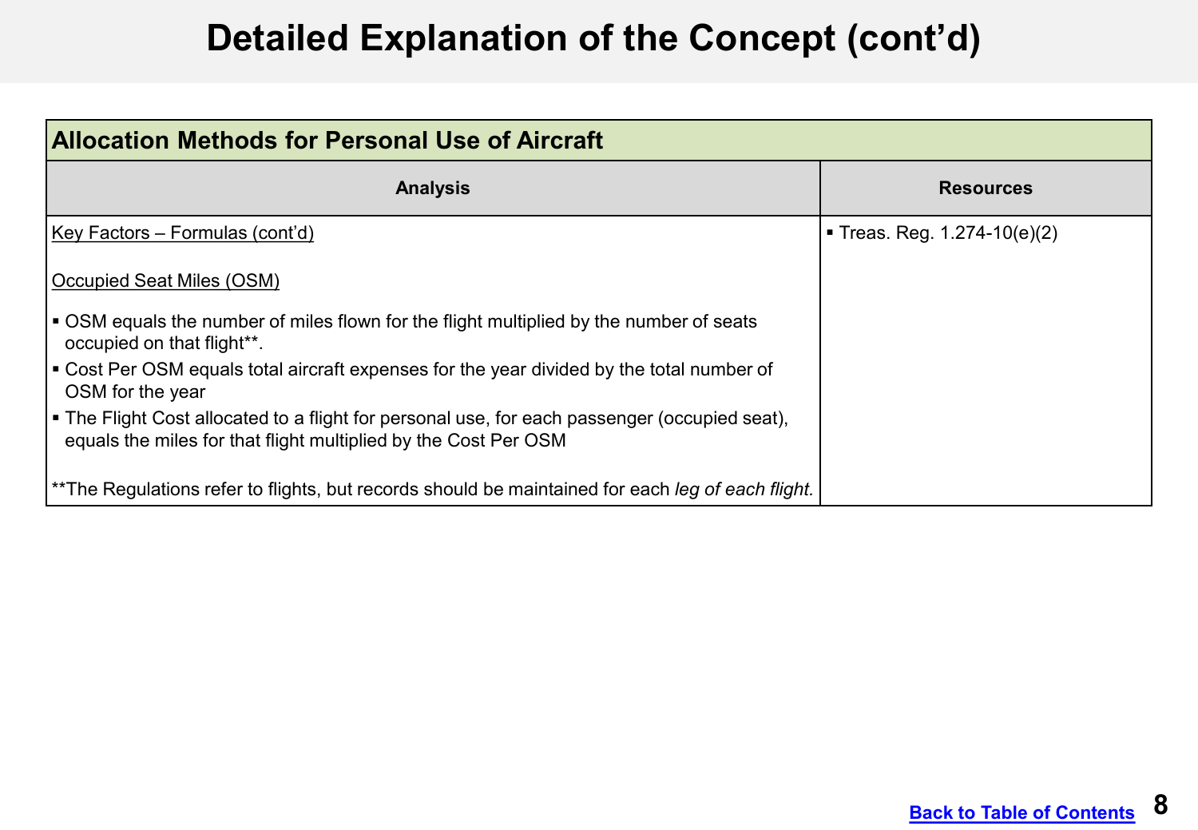# Detailed Explanation of the Concept (cont'd)

| Allocation Methods for Personal Use of Aircraft | |
|---|---|
| **Analysis** | **Resources** |
| Key Factors – Formulas (cont'd)<br><br>Occupied Seat Miles (OSM)<br><br>▪ OSM equals the number of miles flown for the flight multiplied by the number of seats occupied on that flight**.<br>▪ Cost Per OSM equals total aircraft expenses for the year divided by the total number of OSM for the year<br>▪ The Flight Cost allocated to a flight for personal use, for each passenger (occupied seat), equals the miles for that flight multiplied by the Cost Per OSM<br><br>**The Regulations refer to flights, but records should be maintained for each *leg of each flight.* | ▪ Treas. Reg. 1.274-10(e)(2) |

Back to Table of Contents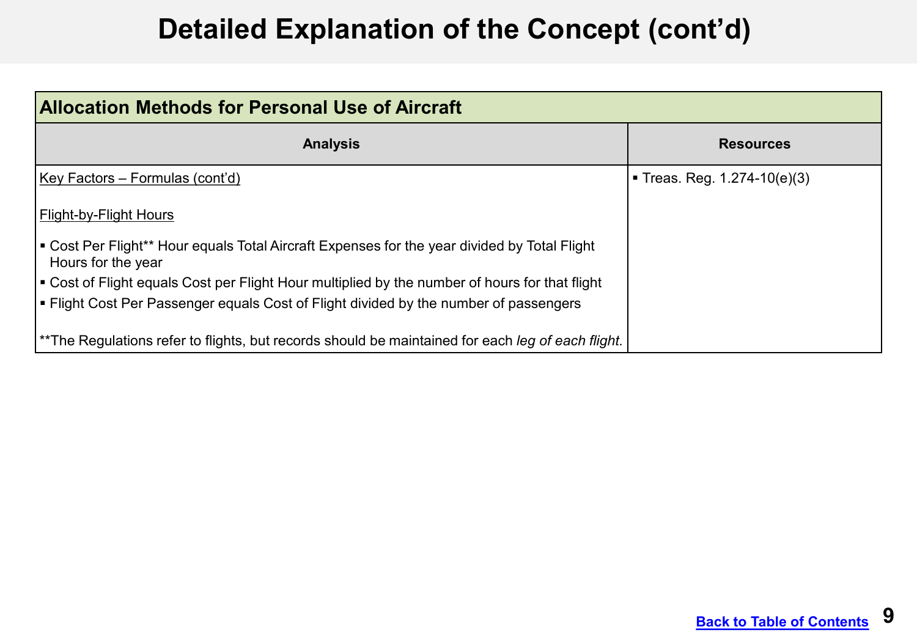# Detailed Explanation of the Concept (cont'd)

| Allocation Methods for Personal Use of Aircraft | |
|---|---|
| **Analysis** | **Resources** |
| Key Factors – Formulas (cont'd)<br><br>Flight-by-Flight Hours<br><br>▪ Cost Per Flight** Hour equals Total Aircraft Expenses for the year divided by Total Flight Hours for the year<br>▪ Cost of Flight equals Cost per Flight Hour multiplied by the number of hours for that flight<br>▪ Flight Cost Per Passenger equals Cost of Flight divided by the number of passengers<br><br>**The Regulations refer to flights, but records should be maintained for each *leg of each flight.* | ▪ Treas. Reg. 1.274-10(e)(3) |

Back to Table of Contents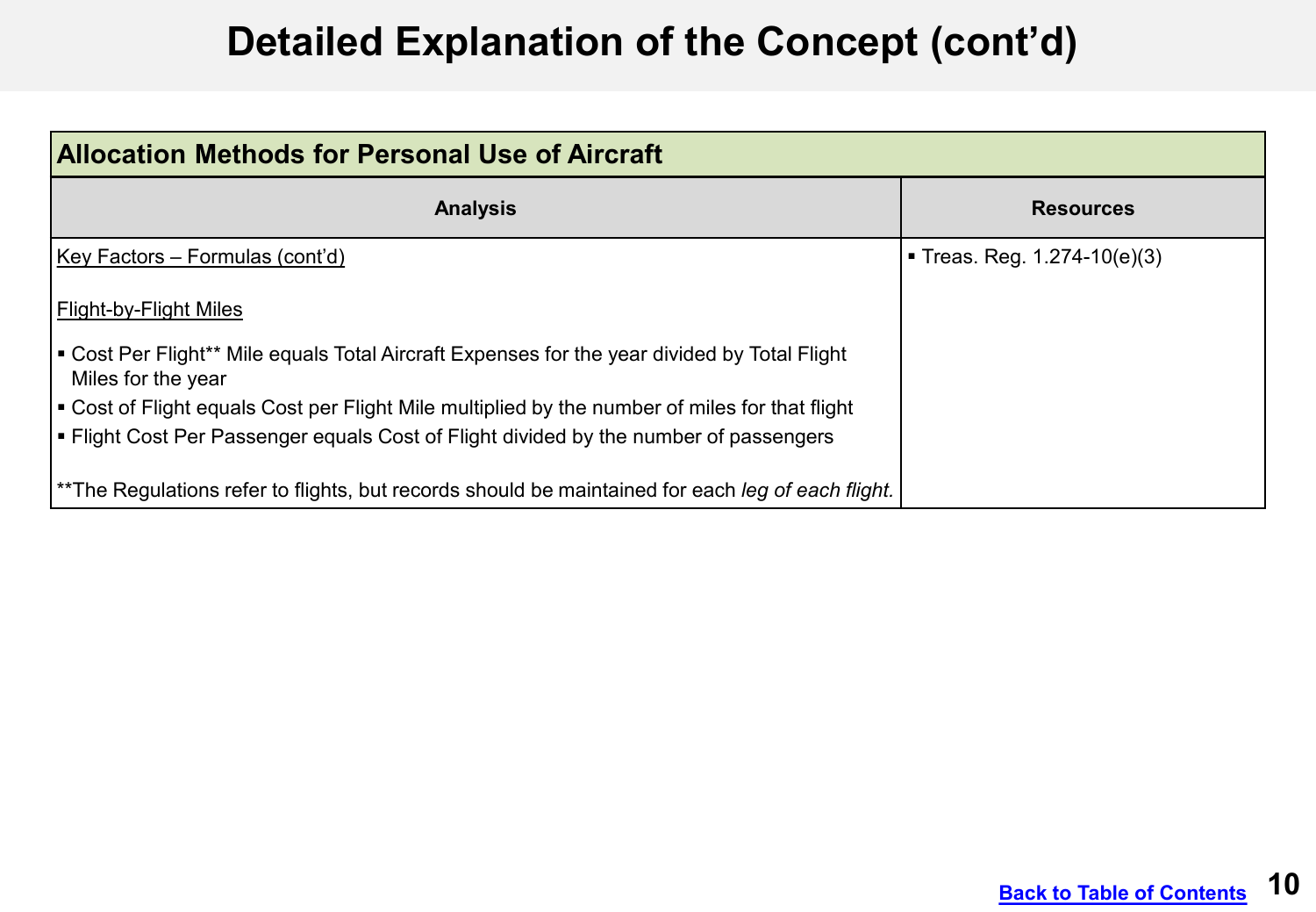# Detailed Explanation of the Concept (cont'd)

| Allocation Methods for Personal Use of Aircraft | |
|---|---|
| **Analysis** | **Resources** |
| Key Factors – Formulas (cont'd)<br><br>Flight-by-Flight Miles<br><br>▪ Cost Per Flight** Mile equals Total Aircraft Expenses for the year divided by Total Flight Miles for the year<br>▪ Cost of Flight equals Cost per Flight Mile multiplied by the number of miles for that flight<br>▪ Flight Cost Per Passenger equals Cost of Flight divided by the number of passengers<br><br>**The Regulations refer to flights, but records should be maintained for each *leg of each flight.* | ▪ Treas. Reg. 1.274-10(e)(3) |

[Back to Table of Contents]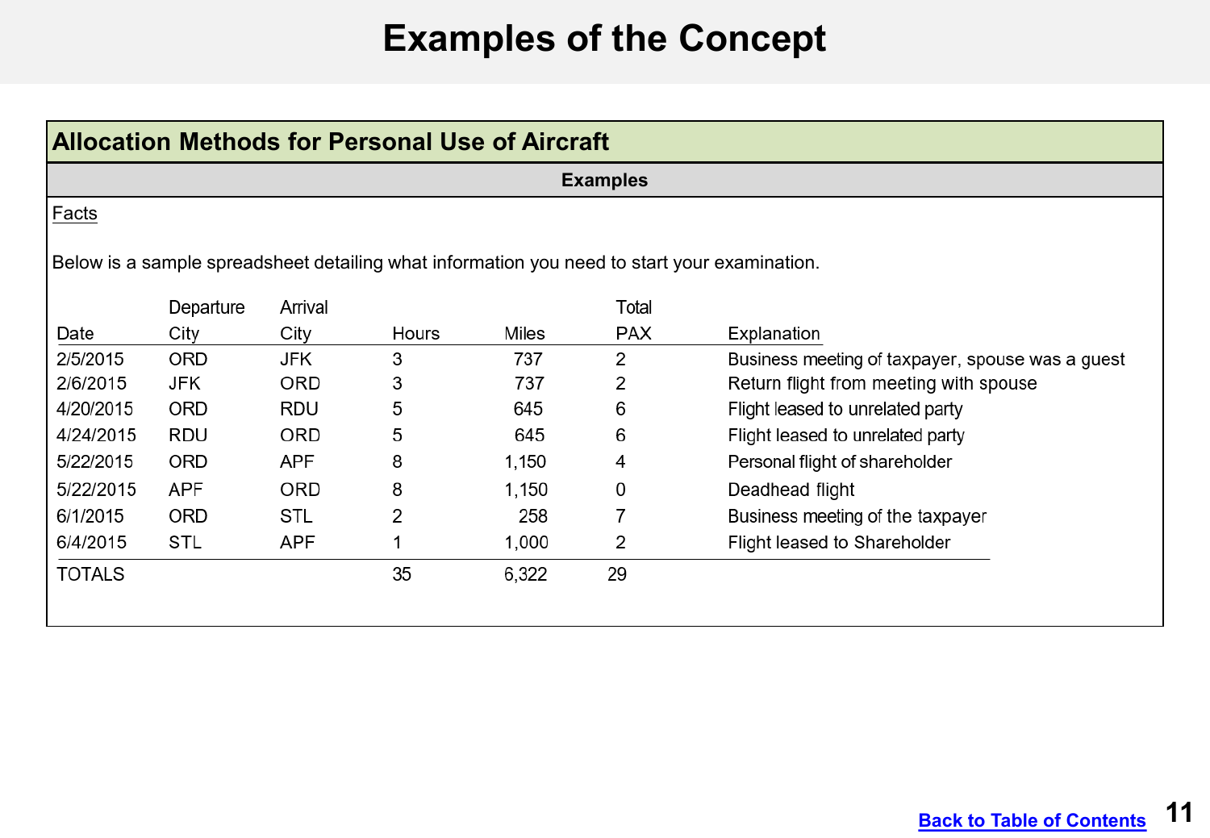# Examples of the Concept

## Allocation Methods for Personal Use of Aircraft

### Examples

Facts

Below is a sample spreadsheet detailing what information you need to start your examination.

| Date | Departure City | Arrival City | Hours | Miles | Total PAX | Explanation |
|---|---|---|---|---|---|---|
| 2/5/2015 | ORD | JFK | 3 | 737 | 2 | Business meeting of taxpayer, spouse was a guest |
| 2/6/2015 | JFK | ORD | 3 | 737 | 2 | Return flight from meeting with spouse |
| 4/20/2015 | ORD | RDU | 5 | 645 | 6 | Flight leased to unrelated party |
| 4/24/2015 | RDU | ORD | 5 | 645 | 6 | Flight leased to unrelated party |
| 5/22/2015 | ORD | APF | 8 | 1,150 | 4 | Personal flight of shareholder |
| 5/22/2015 | APF | ORD | 8 | 1,150 | 0 | Deadhead flight |
| 6/1/2015 | ORD | STL | 2 | 258 | 7 | Business meeting of the taxpayer |
| 6/4/2015 | STL | APF | 1 | 1,000 | 2 | Flight leased to Shareholder |
| TOTALS | | | 35 | 6,322 | 29 | |

Back to Table of Contents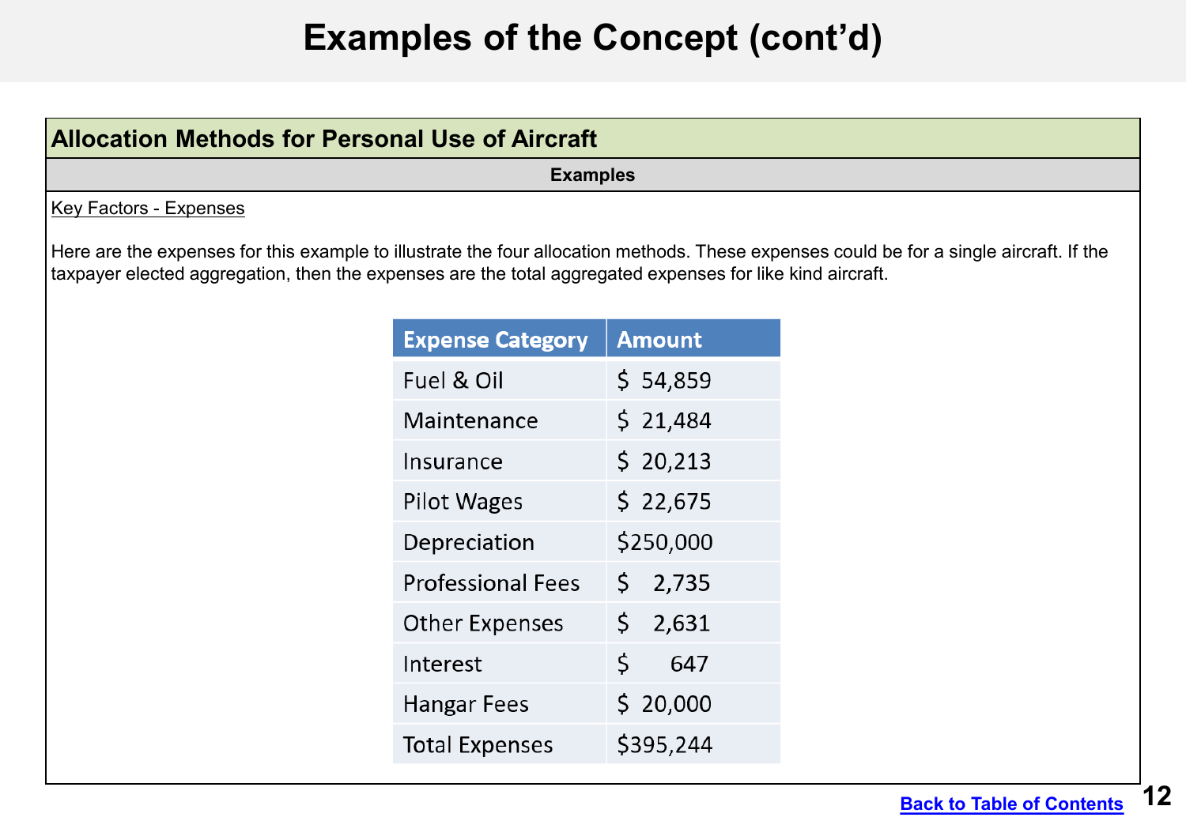# Examples of the Concept (cont'd)

## Allocation Methods for Personal Use of Aircraft

### Examples

Key Factors - Expenses

Here are the expenses for this example to illustrate the four allocation methods. These expenses could be for a single aircraft. If the taxpayer elected aggregation, then the expenses are the total aggregated expenses for like kind aircraft.

| Expense Category | Amount |
|---|---|
| Fuel & Oil | $ 54,859 |
| Maintenance | $ 21,484 |
| Insurance | $ 20,213 |
| Pilot Wages | $ 22,675 |
| Depreciation | $250,000 |
| Professional Fees | $ 2,735 |
| Other Expenses | $ 2,631 |
| Interest | $ 647 |
| Hangar Fees | $ 20,000 |
| Total Expenses | $395,244 |

Back to Table of Contents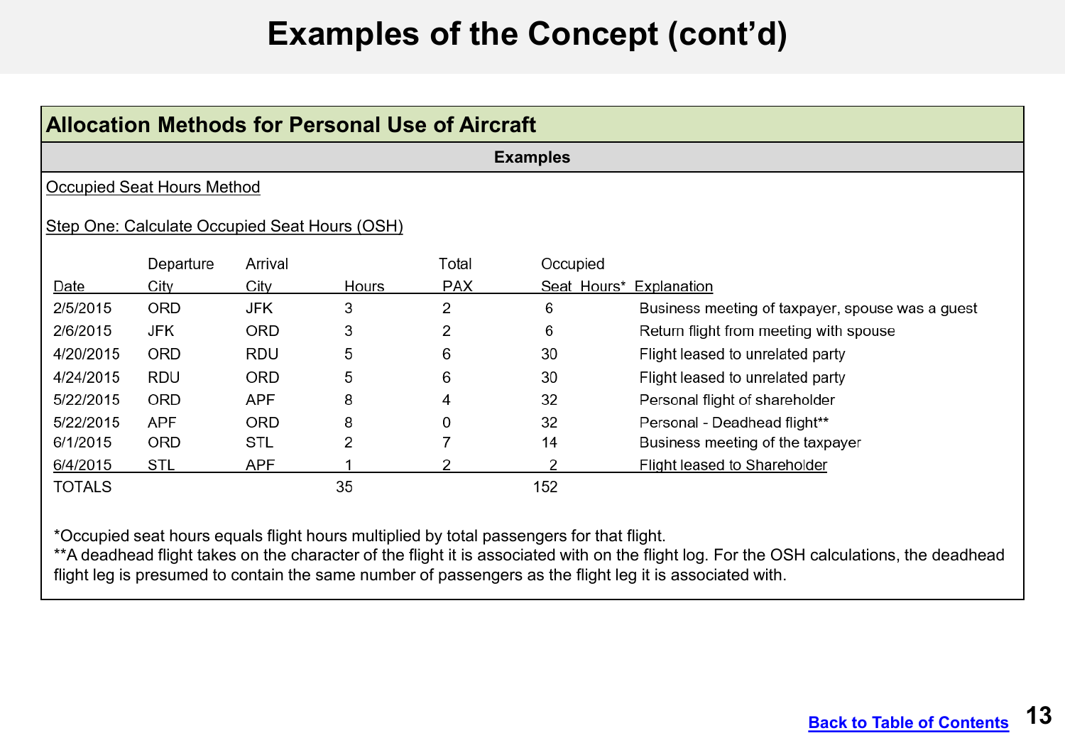# Examples of the Concept (cont'd)

## Allocation Methods for Personal Use of Aircraft

### Examples

Occupied Seat Hours Method

Step One: Calculate Occupied Seat Hours (OSH)

| Date | Departure City | Arrival City | Hours | Total PAX | Occupied Seat Hours* | Explanation |
|---|---|---|---|---|---|---|
| 2/5/2015 | ORD | JFK | 3 | 2 | 6 | Business meeting of taxpayer, spouse was a guest |
| 2/6/2015 | JFK | ORD | 3 | 2 | 6 | Return flight from meeting with spouse |
| 4/20/2015 | ORD | RDU | 5 | 6 | 30 | Flight leased to unrelated party |
| 4/24/2015 | RDU | ORD | 5 | 6 | 30 | Flight leased to unrelated party |
| 5/22/2015 | ORD | APF | 8 | 4 | 32 | Personal flight of shareholder |
| 5/22/2015 | APF | ORD | 8 | 0 | 32 | Personal - Deadhead flight** |
| 6/1/2015 | ORD | STL | 2 | 7 | 14 | Business meeting of the taxpayer |
| 6/4/2015 | STL | APF | 1 | 2 | 2 | Flight leased to Shareholder |
| TOTALS | | | 35 | | 152 | |

*Occupied seat hours equals flight hours multiplied by total passengers for that flight.

**A deadhead flight takes on the character of the flight it is associated with on the flight log. For the OSH calculations, the deadhead flight leg is presumed to contain the same number of passengers as the flight leg it is associated with.

Back to Table of Contents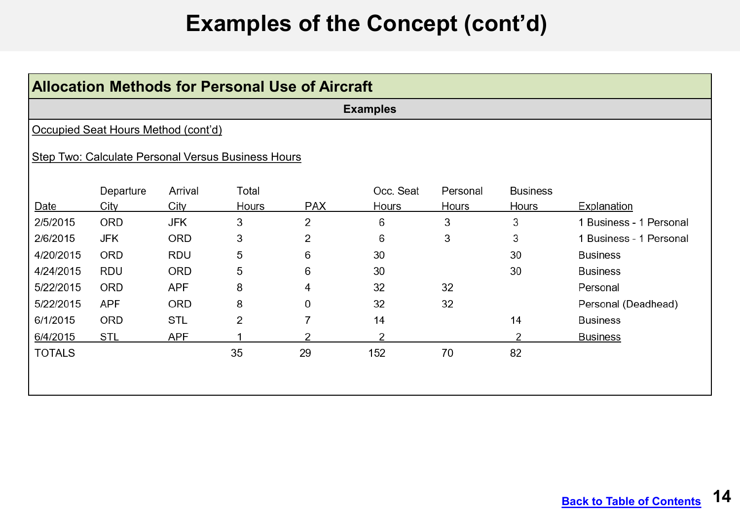# Examples of the Concept (cont'd)

## Allocation Methods for Personal Use of Aircraft

### Examples

Occupied Seat Hours Method (cont'd)

Step Two: Calculate Personal Versus Business Hours

| Date | Departure City | Arrival City | Total Hours | PAX | Occ. Seat Hours | Personal Hours | Business Hours | Explanation |
|---|---|---|---|---|---|---|---|---|
| 2/5/2015 | ORD | JFK | 3 | 2 | 6 | 3 | 3 | 1 Business - 1 Personal |
| 2/6/2015 | JFK | ORD | 3 | 2 | 6 | 3 | 3 | 1 Business - 1 Personal |
| 4/20/2015 | ORD | RDU | 5 | 6 | 30 | | 30 | Business |
| 4/24/2015 | RDU | ORD | 5 | 6 | 30 | | 30 | Business |
| 5/22/2015 | ORD | APF | 8 | 4 | 32 | 32 | | Personal |
| 5/22/2015 | APF | ORD | 8 | 0 | 32 | 32 | | Personal (Deadhead) |
| 6/1/2015 | ORD | STL | 2 | 7 | 14 | | 14 | Business |
| 6/4/2015 | STL | APF | 1 | 2 | 2 | | 2 | Business |
| TOTALS | | | 35 | 29 | 152 | 70 | 82 | |

Back to Table of Contents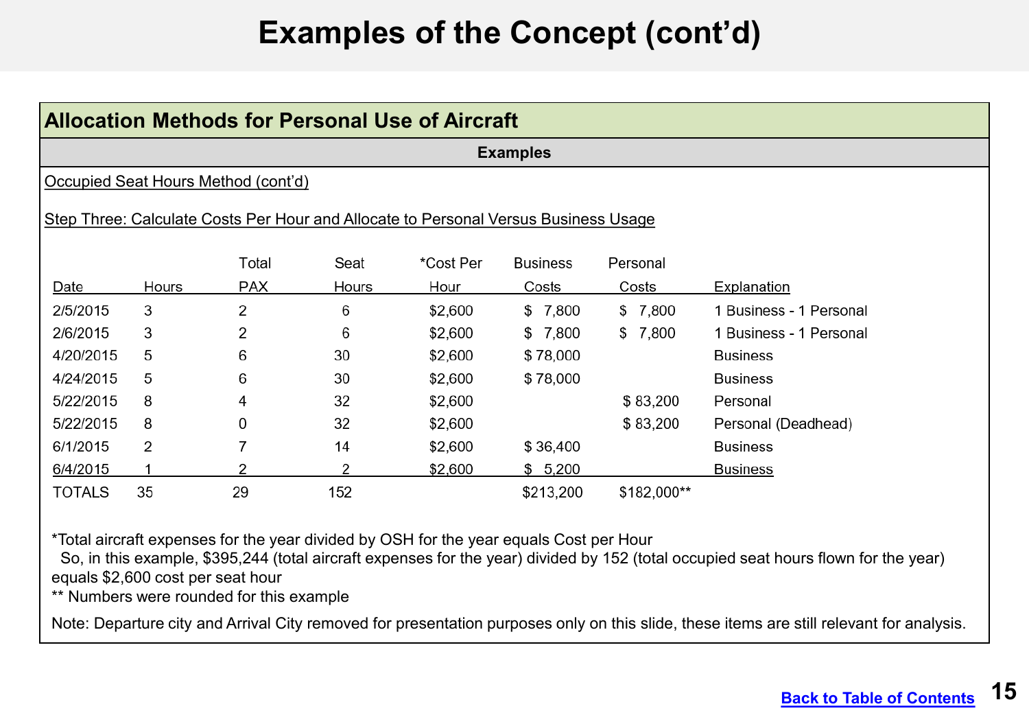# Examples of the Concept (cont'd)

## Allocation Methods for Personal Use of Aircraft

### Examples

Occupied Seat Hours Method (cont'd)

Step Three: Calculate Costs Per Hour and Allocate to Personal Versus Business Usage

| Date | Hours | Total PAX | Seat Hours | *Cost Per Hour | Business Costs | Personal Costs | Explanation |
|---|---|---|---|---|---|---|---|
| 2/5/2015 | 3 | 2 | 6 | $2,600 | $ 7,800 | $ 7,800 | 1 Business - 1 Personal |
| 2/6/2015 | 3 | 2 | 6 | $2,600 | $ 7,800 | $ 7,800 | 1 Business - 1 Personal |
| 4/20/2015 | 5 | 6 | 30 | $2,600 | $ 78,000 | | Business |
| 4/24/2015 | 5 | 6 | 30 | $2,600 | $ 78,000 | | Business |
| 5/22/2015 | 8 | 4 | 32 | $2,600 | | $ 83,200 | Personal |
| 5/22/2015 | 8 | 0 | 32 | $2,600 | | $ 83,200 | Personal (Deadhead) |
| 6/1/2015 | 2 | 7 | 14 | $2,600 | $ 36,400 | | Business |
| 6/4/2015 | 1 | 2 | 2 | $2,600 | $ 5,200 | | Business |
| TOTALS | 35 | 29 | 152 | | $213,200 | $182,000** | |

*Total aircraft expenses for the year divided by OSH for the year equals Cost per Hour
So, in this example, $395,244 (total aircraft expenses for the year) divided by 152 (total occupied seat hours flown for the year) equals $2,600 cost per seat hour

** Numbers were rounded for this example

Note: Departure city and Arrival City removed for presentation purposes only on this slide, these items are still relevant for analysis.

Back to Table of Contents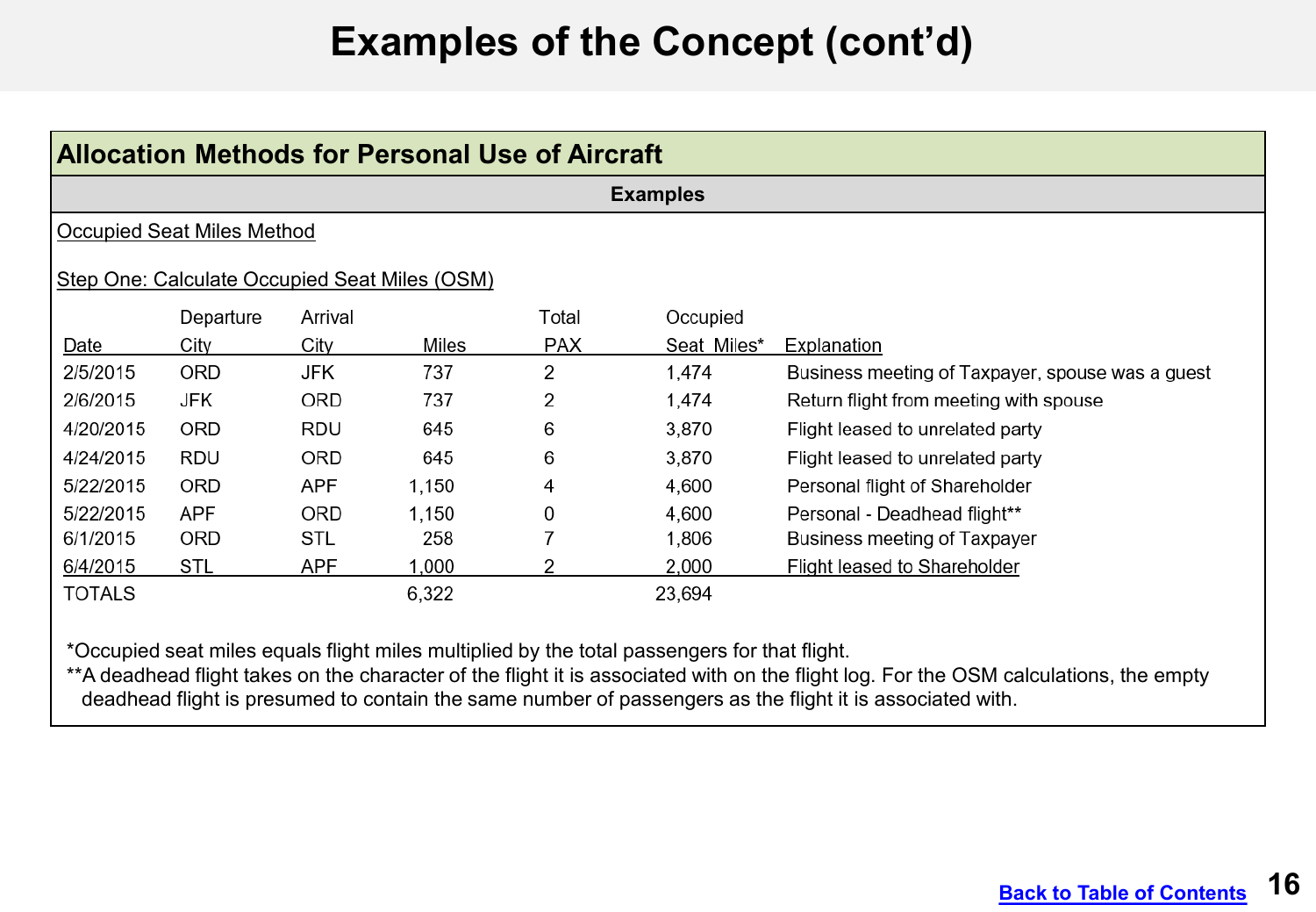# Examples of the Concept (cont'd)

## Allocation Methods for Personal Use of Aircraft

### Examples

Occupied Seat Miles Method

Step One: Calculate Occupied Seat Miles (OSM)

| Date | Departure City | Arrival City | Miles | Total PAX | Occupied Seat Miles* | Explanation |
|---|---|---|---|---|---|---|
| 2/5/2015 | ORD | JFK | 737 | 2 | 1,474 | Business meeting of Taxpayer, spouse was a guest |
| 2/6/2015 | JFK | ORD | 737 | 2 | 1,474 | Return flight from meeting with spouse |
| 4/20/2015 | ORD | RDU | 645 | 6 | 3,870 | Flight leased to unrelated party |
| 4/24/2015 | RDU | ORD | 645 | 6 | 3,870 | Flight leased to unrelated party |
| 5/22/2015 | ORD | APF | 1,150 | 4 | 4,600 | Personal flight of Shareholder |
| 5/22/2015 | APF | ORD | 1,150 | 0 | 4,600 | Personal - Deadhead flight** |
| 6/1/2015 | ORD | STL | 258 | 7 | 1,806 | Business meeting of Taxpayer |
| 6/4/2015 | STL | APF | 1,000 | 2 | 2,000 | Flight leased to Shareholder |
| TOTALS | | | 6,322 | | 23,694 | |

*Occupied seat miles equals flight miles multiplied by the total passengers for that flight.

**A deadhead flight takes on the character of the flight it is associated with on the flight log. For the OSM calculations, the empty deadhead flight is presumed to contain the same number of passengers as the flight it is associated with.

Back to Table of Contents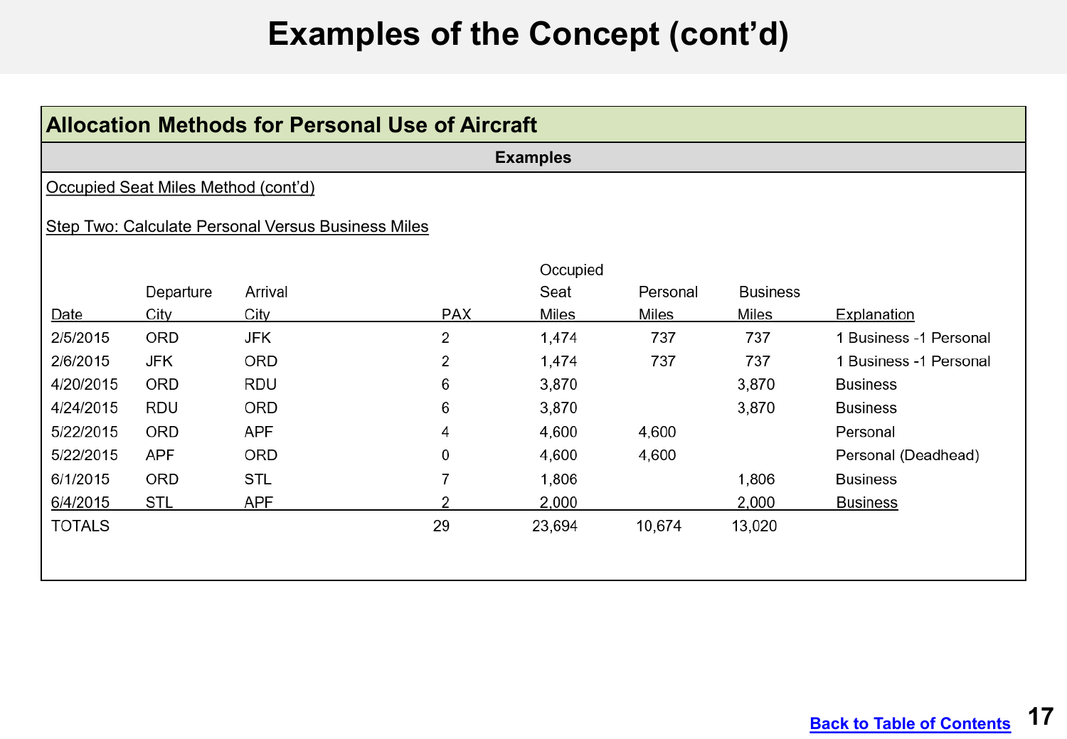# Examples of the Concept (cont'd)

## Allocation Methods for Personal Use of Aircraft

**Examples**

Occupied Seat Miles Method (cont'd)

Step Two: Calculate Personal Versus Business Miles

| Date | Departure City | Arrival City | PAX | Occupied Seat Miles | Personal Miles | Business Miles | Explanation |
|---|---|---|---|---|---|---|---|
| 2/5/2015 | ORD | JFK | 2 | 1,474 | 737 | 737 | 1 Business -1 Personal |
| 2/6/2015 | JFK | ORD | 2 | 1,474 | 737 | 737 | 1 Business -1 Personal |
| 4/20/2015 | ORD | RDU | 6 | 3,870 | | 3,870 | Business |
| 4/24/2015 | RDU | ORD | 6 | 3,870 | | 3,870 | Business |
| 5/22/2015 | ORD | APF | 4 | 4,600 | 4,600 | | Personal |
| 5/22/2015 | APF | ORD | 0 | 4,600 | 4,600 | | Personal (Deadhead) |
| 6/1/2015 | ORD | STL | 7 | 1,806 | | 1,806 | Business |
| 6/4/2015 | STL | APF | 2 | 2,000 | | 2,000 | Business |
| TOTALS | | | 29 | 23,694 | 10,674 | 13,020 | |

[Back to Table of Contents](#)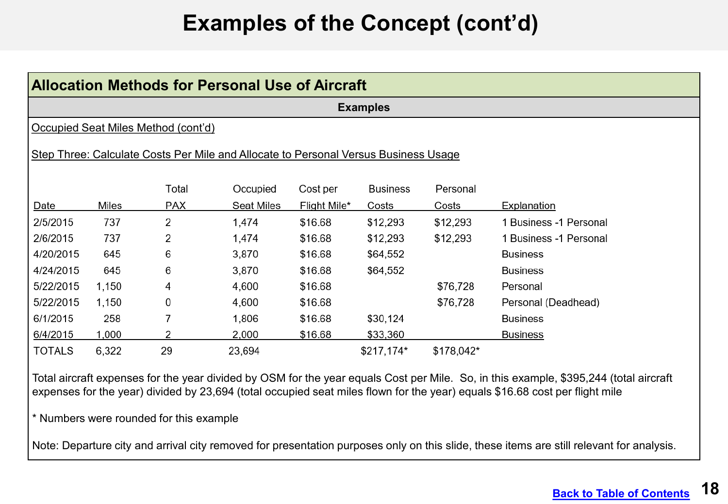# Examples of the Concept (cont'd)

## Allocation Methods for Personal Use of Aircraft

### Examples

Occupied Seat Miles Method (cont'd)

Step Three: Calculate Costs Per Mile and Allocate to Personal Versus Business Usage

| Date | Miles | Total PAX | Occupied Seat Miles | Cost per Flight Mile* | Business Costs | Personal Costs | Explanation |
|---|---|---|---|---|---|---|---|
| 2/5/2015 | 737 | 2 | 1,474 | $16.68 | $12,293 | $12,293 | 1 Business -1 Personal |
| 2/6/2015 | 737 | 2 | 1,474 | $16.68 | $12,293 | $12,293 | 1 Business -1 Personal |
| 4/20/2015 | 645 | 6 | 3,870 | $16.68 | $64,552 | | Business |
| 4/24/2015 | 645 | 6 | 3,870 | $16.68 | $64,552 | | Business |
| 5/22/2015 | 1,150 | 4 | 4,600 | $16.68 | | $76,728 | Personal |
| 5/22/2015 | 1,150 | 0 | 4,600 | $16.68 | | $76,728 | Personal (Deadhead) |
| 6/1/2015 | 258 | 7 | 1,806 | $16.68 | $30,124 | | Business |
| 6/4/2015 | 1,000 | 2 | 2,000 | $16.68 | $33,360 | | Business |
| TOTALS | 6,322 | 29 | 23,694 | | $217,174* | $178,042* | |

Total aircraft expenses for the year divided by OSM for the year equals Cost per Mile. So, in this example, $395,244 (total aircraft expenses for the year) divided by 23,694 (total occupied seat miles flown for the year) equals $16.68 cost per flight mile

* Numbers were rounded for this example

Note: Departure city and arrival city removed for presentation purposes only on this slide, these items are still relevant for analysis.

Back to Table of Contents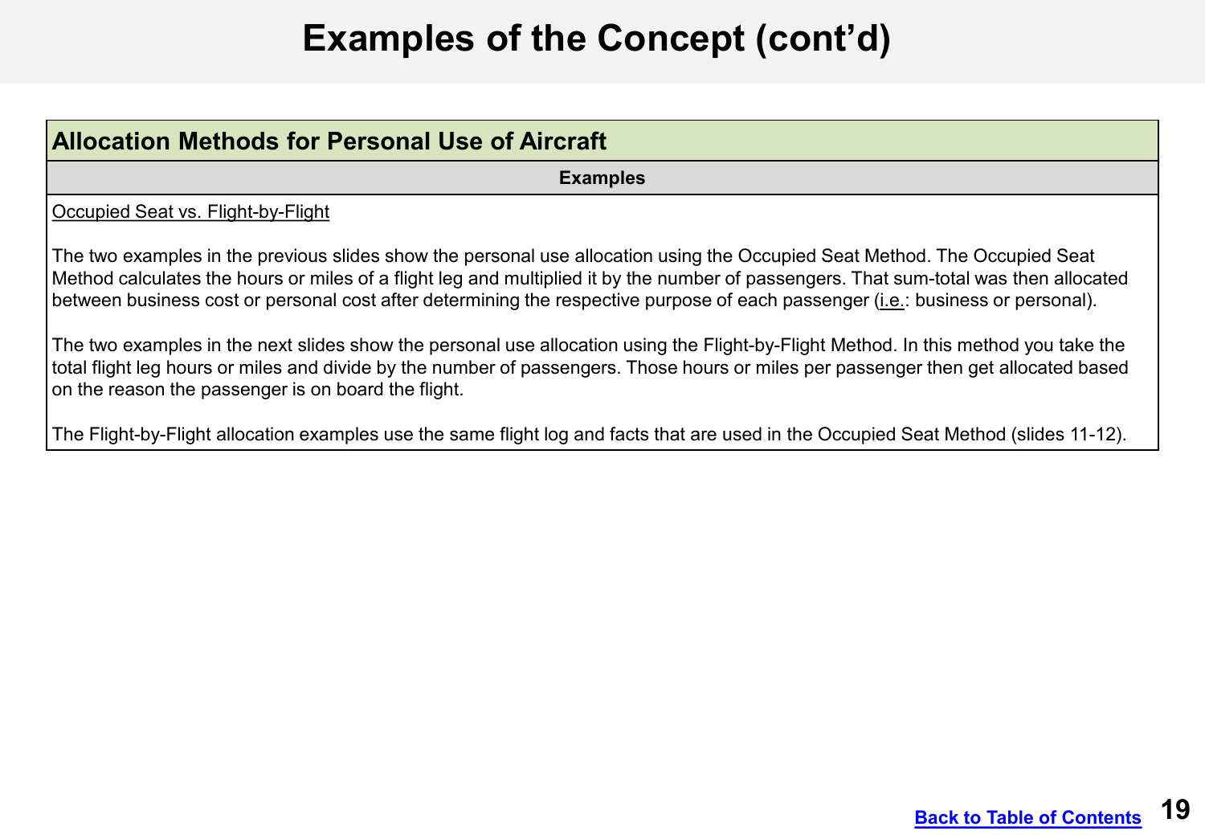# Examples of the Concept (cont'd)

| Allocation Methods for Personal Use of Aircraft |
| --- |
| **Examples** |
| Occupied Seat vs. Flight-by-Flight<br><br>The two examples in the previous slides show the personal use allocation using the Occupied Seat Method. The Occupied Seat Method calculates the hours or miles of a flight leg and multiplied it by the number of passengers. That sum-total was then allocated between business cost or personal cost after determining the respective purpose of each passenger (i.e.: business or personal).<br><br>The two examples in the next slides show the personal use allocation using the Flight-by-Flight Method. In this method you take the total flight leg hours or miles and divide by the number of passengers. Those hours or miles per passenger then get allocated based on the reason the passenger is on board the flight.<br><br>The Flight-by-Flight allocation examples use the same flight log and facts that are used in the Occupied Seat Method (slides 11-12). |

Back to Table of Contents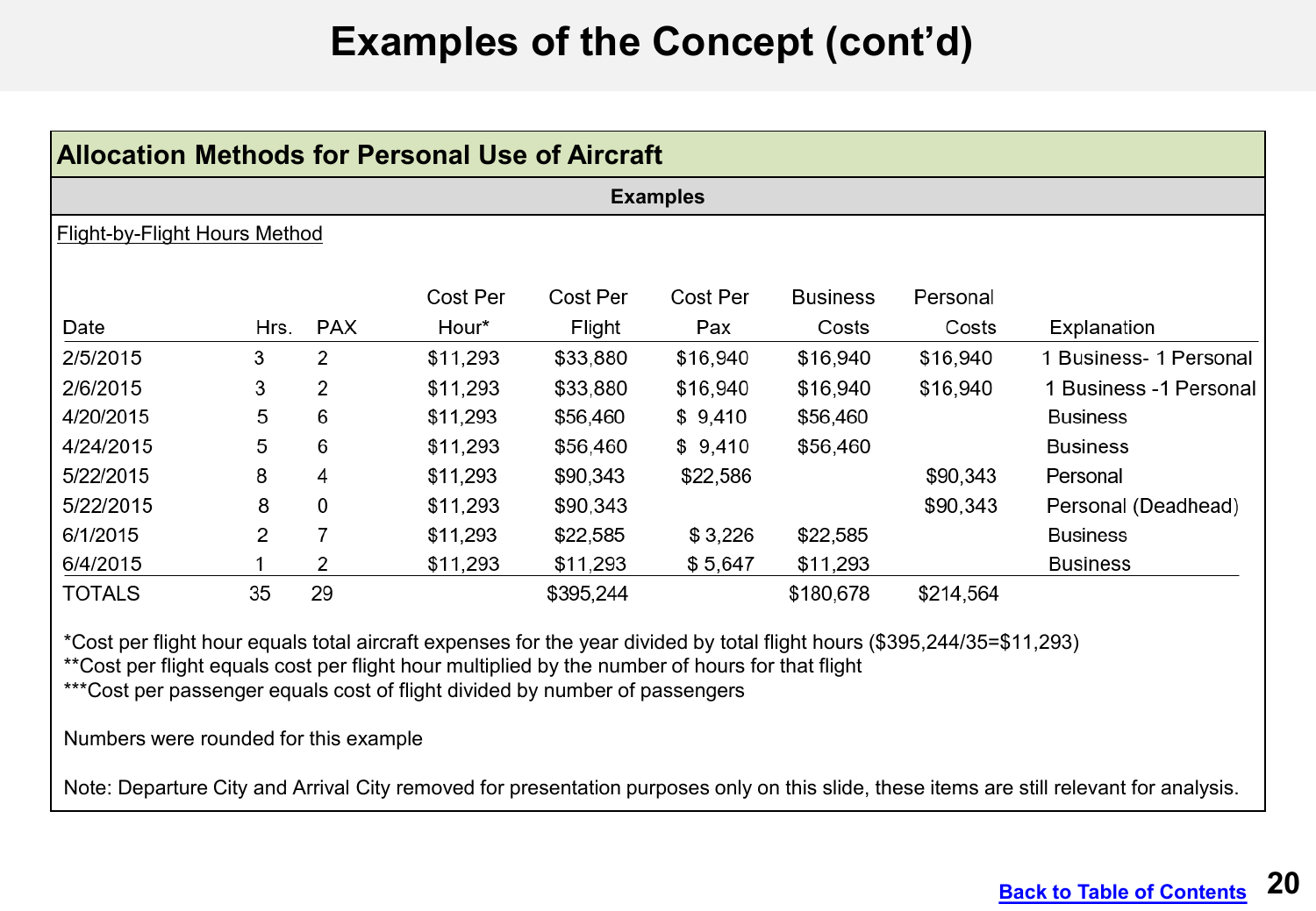# Examples of the Concept (cont'd)

## Allocation Methods for Personal Use of Aircraft

**Examples**

Flight-by-Flight Hours Method

| Date | Hrs. | PAX | Cost Per Hour* | Cost Per Flight | Cost Per Pax | Business Costs | Personal Costs | Explanation |
|---|---|---|---|---|---|---|---|---|
| 2/5/2015 | 3 | 2 | $11,293 | $33,880 | $16,940 | $16,940 | $16,940 | 1 Business- 1 Personal |
| 2/6/2015 | 3 | 2 | $11,293 | $33,880 | $16,940 | $16,940 | $16,940 | 1 Business -1 Personal |
| 4/20/2015 | 5 | 6 | $11,293 | $56,460 | $ 9,410 | $56,460 | | Business |
| 4/24/2015 | 5 | 6 | $11,293 | $56,460 | $ 9,410 | $56,460 | | Business |
| 5/22/2015 | 8 | 4 | $11,293 | $90,343 | $22,586 | | $90,343 | Personal |
| 5/22/2015 | 8 | 0 | $11,293 | $90,343 | | | $90,343 | Personal (Deadhead) |
| 6/1/2015 | 2 | 7 | $11,293 | $22,585 | $ 3,226 | $22,585 | | Business |
| 6/4/2015 | 1 | 2 | $11,293 | $11,293 | $ 5,647 | $11,293 | | Business |
| TOTALS | 35 | 29 | | $395,244 | | $180,678 | $214,564 | |

*Cost per flight hour equals total aircraft expenses for the year divided by total flight hours ($395,244/35=$11,293)
**Cost per flight equals cost per flight hour multiplied by the number of hours for that flight
***Cost per passenger equals cost of flight divided by number of passengers

Numbers were rounded for this example

Note: Departure City and Arrival City removed for presentation purposes only on this slide, these items are still relevant for analysis.

Back to Table of Contents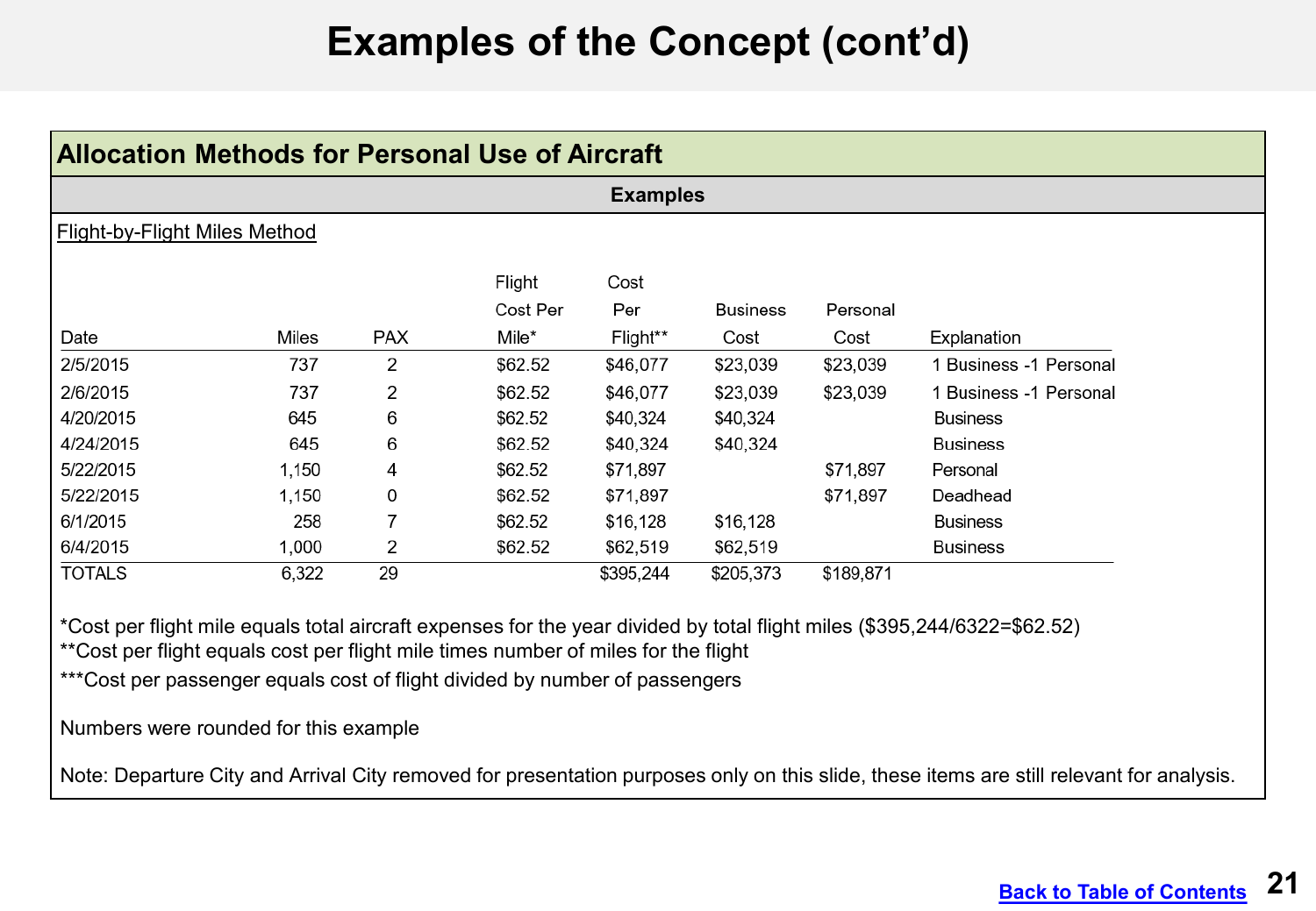# Examples of the Concept (cont'd)

## Allocation Methods for Personal Use of Aircraft

### Examples

Flight-by-Flight Miles Method

| Date | Miles | PAX | Flight Cost Per Mile* | Cost Per Flight** | Business Cost | Personal Cost | Explanation |
|---|---|---|---|---|---|---|---|
| 2/5/2015 | 737 | 2 | $62.52 | $46,077 | $23,039 | $23,039 | 1 Business -1 Personal |
| 2/6/2015 | 737 | 2 | $62.52 | $46,077 | $23,039 | $23,039 | 1 Business -1 Personal |
| 4/20/2015 | 645 | 6 | $62.52 | $40,324 | $40,324 | | Business |
| 4/24/2015 | 645 | 6 | $62.52 | $40,324 | $40,324 | | Business |
| 5/22/2015 | 1,150 | 4 | $62.52 | $71,897 | | $71,897 | Personal |
| 5/22/2015 | 1,150 | 0 | $62.52 | $71,897 | | $71,897 | Deadhead |
| 6/1/2015 | 258 | 7 | $62.52 | $16,128 | $16,128 | | Business |
| 6/4/2015 | 1,000 | 2 | $62.52 | $62,519 | $62,519 | | Business |
| TOTALS | 6,322 | 29 | | $395,244 | $205,373 | $189,871 | |

*Cost per flight mile equals total aircraft expenses for the year divided by total flight miles ($395,244/6322=$62.52)
**Cost per flight equals cost per flight mile times number of miles for the flight
***Cost per passenger equals cost of flight divided by number of passengers

Numbers were rounded for this example

Note: Departure City and Arrival City removed for presentation purposes only on this slide, these items are still relevant for analysis.

Back to Table of Contents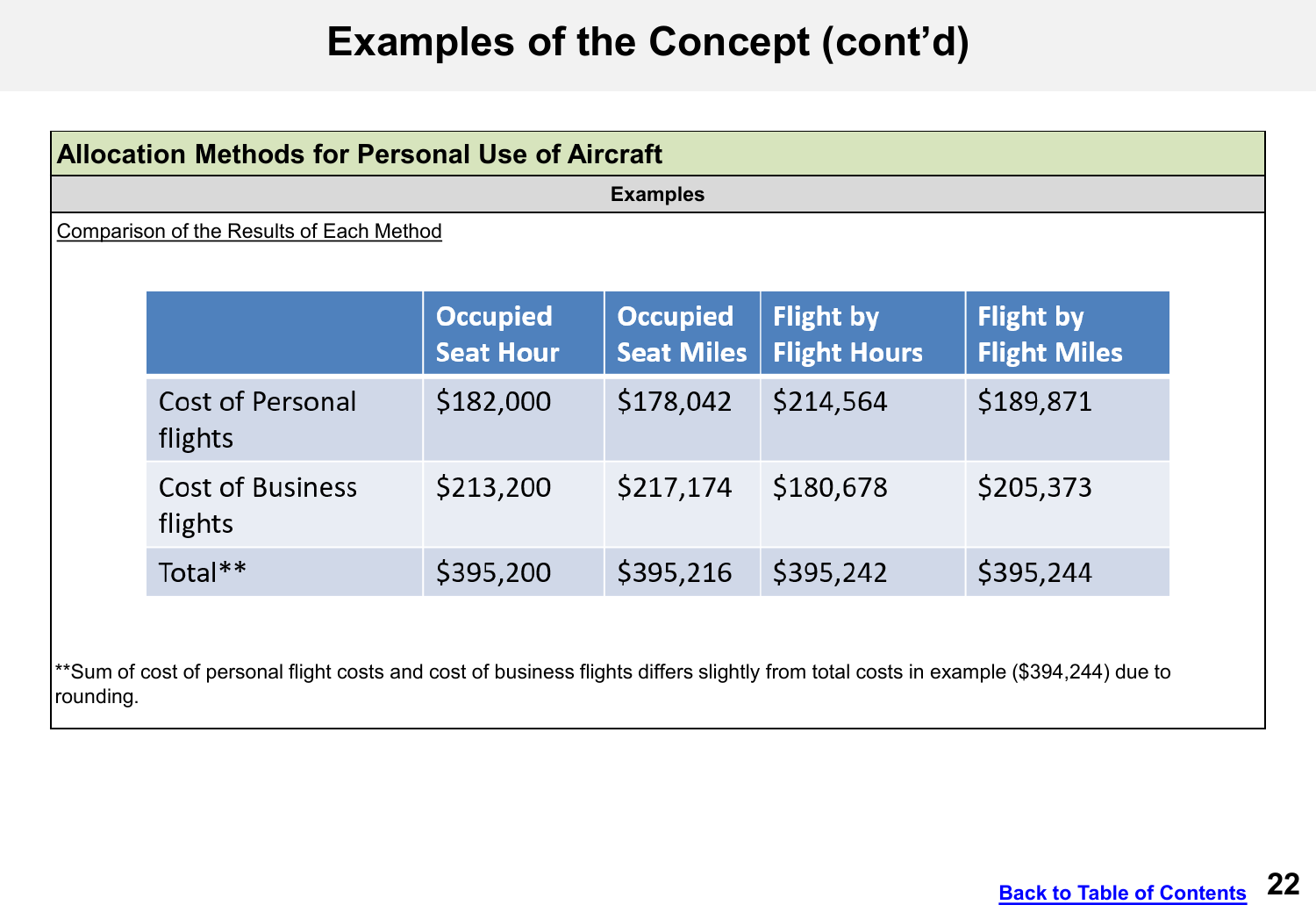# Examples of the Concept (cont'd)

## Allocation Methods for Personal Use of Aircraft

**Examples**

Comparison of the Results of Each Method

| | Occupied Seat Hour | Occupied Seat Miles | Flight by Flight Hours | Flight by Flight Miles |
|---|---|---|---|---|
| Cost of Personal flights | $182,000 | $178,042 | $214,564 | $189,871 |
| Cost of Business flights | $213,200 | $217,174 | $180,678 | $205,373 |
| Total** | $395,200 | $395,216 | $395,242 | $395,244 |

**Sum of cost of personal flight costs and cost of business flights differs slightly from total costs in example ($394,244) due to rounding.

Back to Table of Contents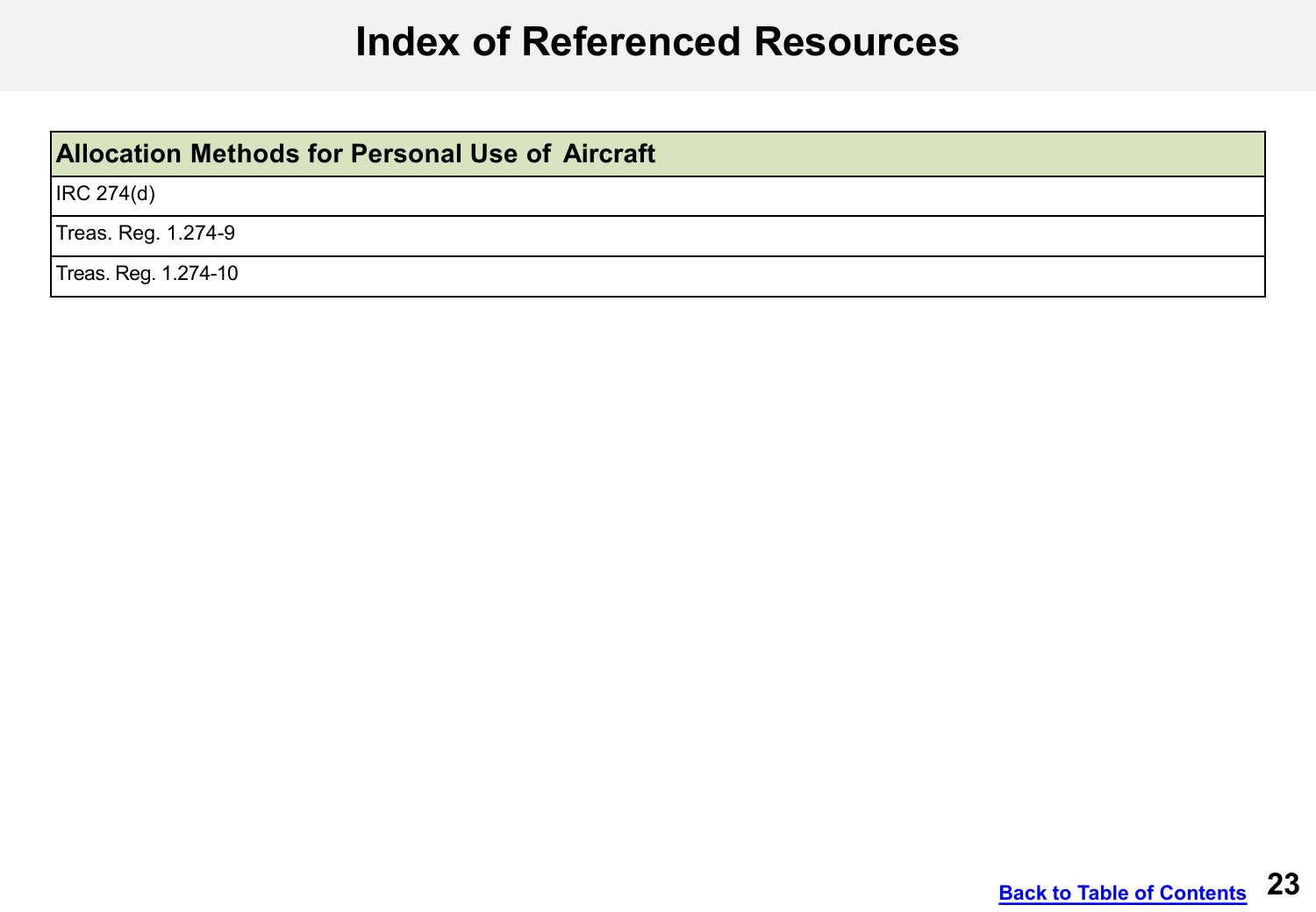# Index of Referenced Resources

| Allocation Methods for Personal Use of Aircraft |
| --- |
| IRC 274(d) |
| Treas. Reg. 1.274-9 |
| Treas. Reg. 1.274-10 |

Back to Table of Contents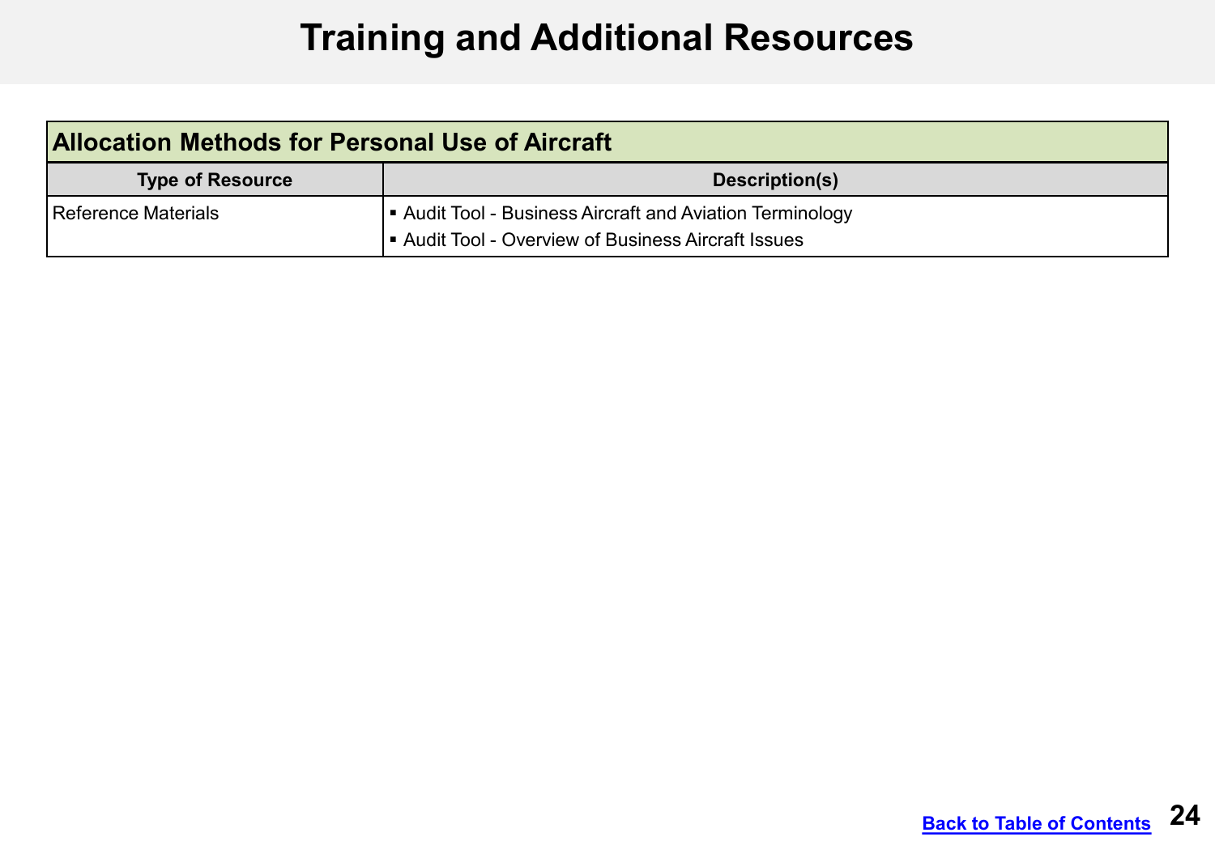# Training and Additional Resources

| Allocation Methods for Personal Use of Aircraft | |
|---|---|
| **Type of Resource** | **Description(s)** |
| Reference Materials | ▪ Audit Tool - Business Aircraft and Aviation Terminology<br>▪ Audit Tool - Overview of Business Aircraft Issues |

Back to Table of Contents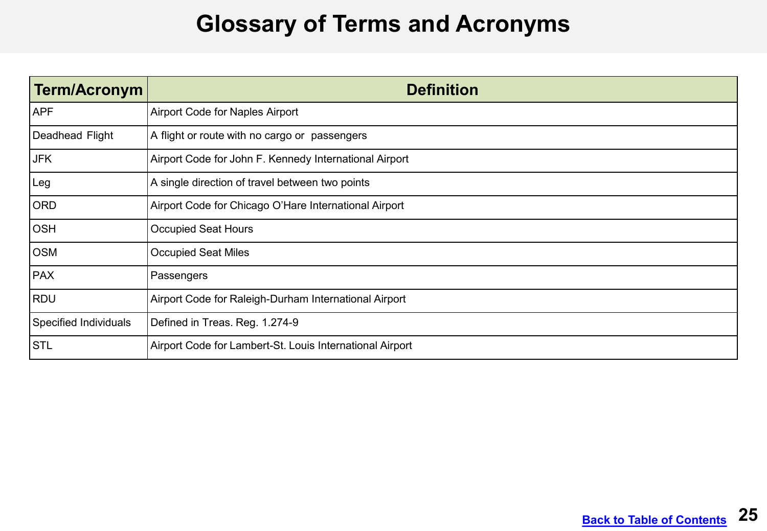# Glossary of Terms and Acronyms

| Term/Acronym | Definition |
|---|---|
| APF | Airport Code for Naples Airport |
| Deadhead Flight | A flight or route with no cargo or passengers |
| JFK | Airport Code for John F. Kennedy International Airport |
| Leg | A single direction of travel between two points |
| ORD | Airport Code for Chicago O’Hare International Airport |
| OSH | Occupied Seat Hours |
| OSM | Occupied Seat Miles |
| PAX | Passengers |
| RDU | Airport Code for Raleigh-Durham International Airport |
| Specified Individuals | Defined in Treas. Reg. 1.274-9 |
| STL | Airport Code for Lambert-St. Louis International Airport |

Back to Table of Contents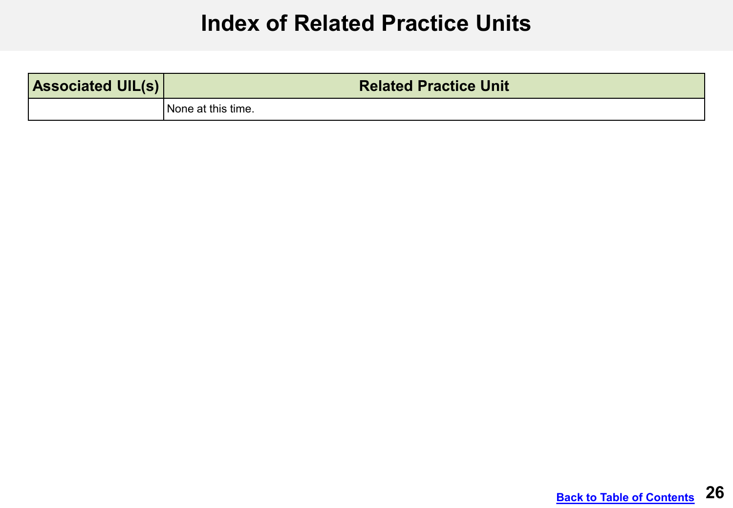# Index of Related Practice Units

| Associated UIL(s) | Related Practice Unit |
| --- | --- |
| | None at this time. |

Back to Table of Contents